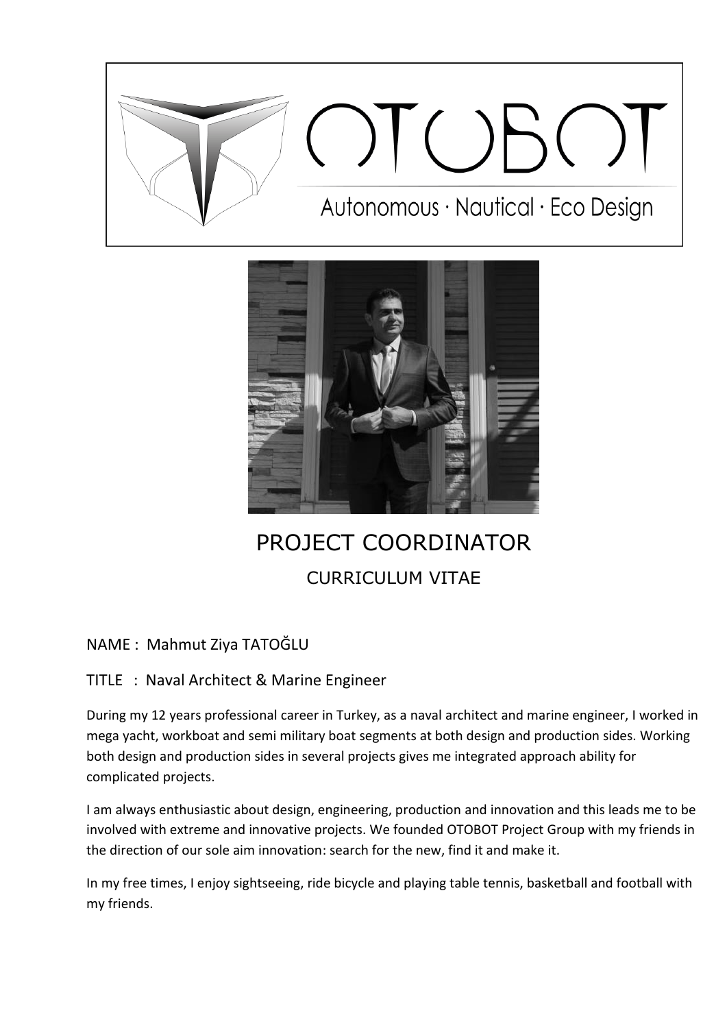OTOBOT

Autonomous · Nautical · Eco Design

# PROJECT COORDINATOR

## CURRICULUM VITAE

NAME : Mahmut Ziya TATOĞLU

TITLE : Naval Architect & Marine Engineer

During my 12 years professional career in Turkey, as a naval architect and marine engineer, I worked in mega yacht, workboat and semi military boat segments at both design and production sides. Working both design and production sides in several projects gives me integrated approach ability for complicated projects.

I am always enthusiastic about design, engineering, production and innovation and this leads me to be involved with extreme and innovative projects. We founded OTOBOT Project Group with my friends in the direction of our sole aim innovation: search for the new, find it and make it.

In my free times, I enjoy sightseeing, ride bicycle and playing table tennis, basketball and football with my friends.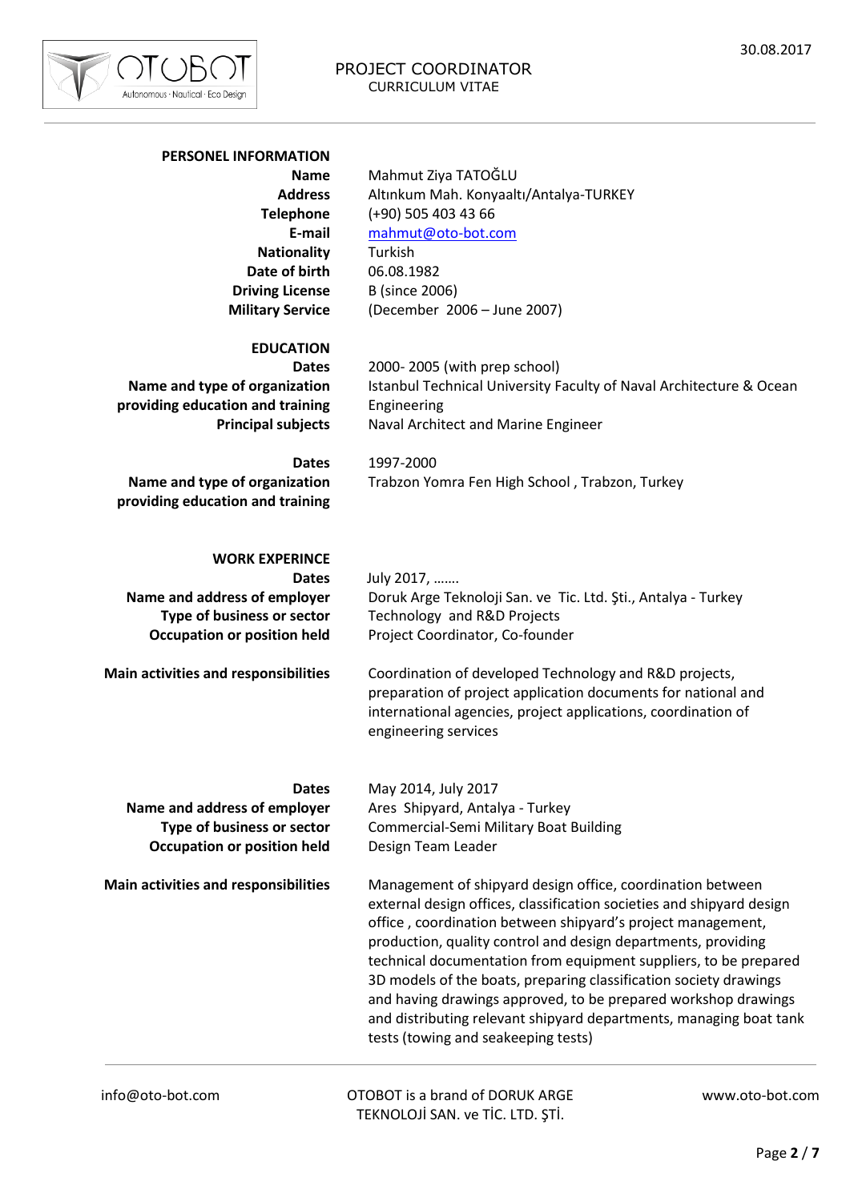# PROJECT COORDINATOR

CURRICULUM VITAE

30.08.2017

## PERSONEL INFORMATION

**Name** Mahmut Ziya TATOĞLU
**Address** Altınkum Mah. Konyaaltı/Antalya-TURKEY
**Telephone** (+90) 505 403 43 66
**E-mail** mahmut@oto-bot.com
**Nationality** Turkish
**Date of birth** 06.08.1982
**Driving License** B (since 2006)
**Military Service** (December 2006 – June 2007)

## EDUCATION

**Dates** 2000- 2005 (with prep school)
**Name and type of organization providing education and training** Istanbul Technical University Faculty of Naval Architecture & Ocean Engineering
**Principal subjects** Naval Architect and Marine Engineer

**Dates** 1997-2000
**Name and type of organization providing education and training** Trabzon Yomra Fen High School , Trabzon, Turkey

## WORK EXPERINCE

**Dates** July 2017, …….
**Name and address of employer** Doruk Arge Teknoloji San. ve Tic. Ltd. Şti., Antalya - Turkey
**Type of business or sector** Technology and R&D Projects
**Occupation or position held** Project Coordinator, Co-founder

**Main activities and responsibilities** Coordination of developed Technology and R&D projects, preparation of project application documents for national and international agencies, project applications, coordination of engineering services

**Dates** May 2014, July 2017
**Name and address of employer** Ares Shipyard, Antalya - Turkey
**Type of business or sector** Commercial-Semi Military Boat Building
**Occupation or position held** Design Team Leader

**Main activities and responsibilities** Management of shipyard design office, coordination between external design offices, classification societies and shipyard design office , coordination between shipyard's project management, production, quality control and design departments, providing technical documentation from equipment suppliers, to be prepared 3D models of the boats, preparing classification society drawings and having drawings approved, to be prepared workshop drawings and distributing relevant shipyard departments, managing boat tank tests (towing and seakeeping tests)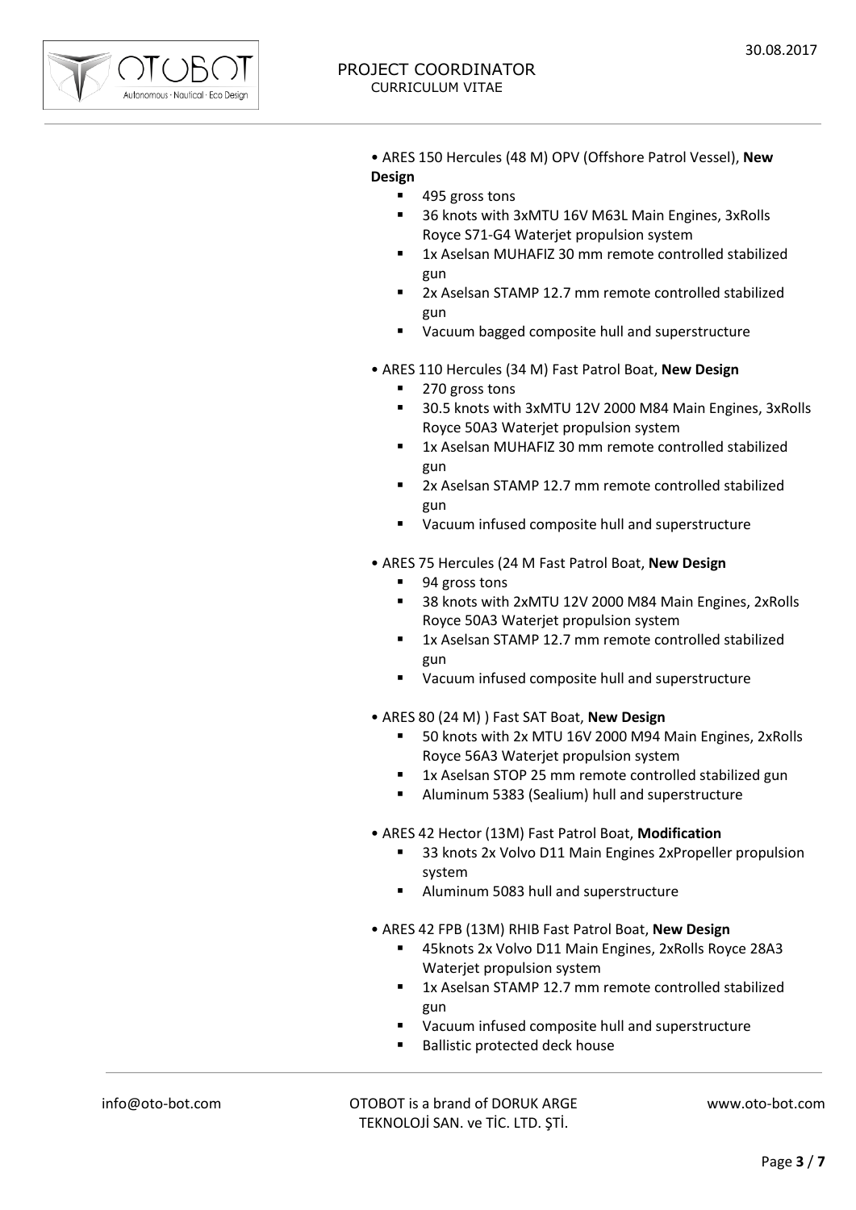- ARES 150 Hercules (48 M) OPV (Offshore Patrol Vessel), **New Design**
  - 495 gross tons
  - 36 knots with 3xMTU 16V M63L Main Engines, 3xRolls Royce S71-G4 Waterjet propulsion system
  - 1x Aselsan MUHAFIZ 30 mm remote controlled stabilized gun
  - 2x Aselsan STAMP 12.7 mm remote controlled stabilized gun
  - Vacuum bagged composite hull and superstructure

- ARES 110 Hercules (34 M) Fast Patrol Boat, **New Design**
  - 270 gross tons
  - 30.5 knots with 3xMTU 12V 2000 M84 Main Engines, 3xRolls Royce 50A3 Waterjet propulsion system
  - 1x Aselsan MUHAFIZ 30 mm remote controlled stabilized gun
  - 2x Aselsan STAMP 12.7 mm remote controlled stabilized gun
  - Vacuum infused composite hull and superstructure

- ARES 75 Hercules (24 M Fast Patrol Boat, **New Design**
  - 94 gross tons
  - 38 knots with 2xMTU 12V 2000 M84 Main Engines, 2xRolls Royce 50A3 Waterjet propulsion system
  - 1x Aselsan STAMP 12.7 mm remote controlled stabilized gun
  - Vacuum infused composite hull and superstructure

- ARES 80 (24 M) ) Fast SAT Boat, **New Design**
  - 50 knots with 2x MTU 16V 2000 M94 Main Engines, 2xRolls Royce 56A3 Waterjet propulsion system
  - 1x Aselsan STOP 25 mm remote controlled stabilized gun
  - Aluminum 5383 (Sealium) hull and superstructure

- ARES 42 Hector (13M) Fast Patrol Boat, **Modification**
  - 33 knots 2x Volvo D11 Main Engines 2xPropeller propulsion system
  - Aluminum 5083 hull and superstructure

- ARES 42 FPB (13M) RHIB Fast Patrol Boat, **New Design**
  - 45knots 2x Volvo D11 Main Engines, 2xRolls Royce 28A3 Waterjet propulsion system
  - 1x Aselsan STAMP 12.7 mm remote controlled stabilized gun
  - Vacuum infused composite hull and superstructure
  - Ballistic protected deck house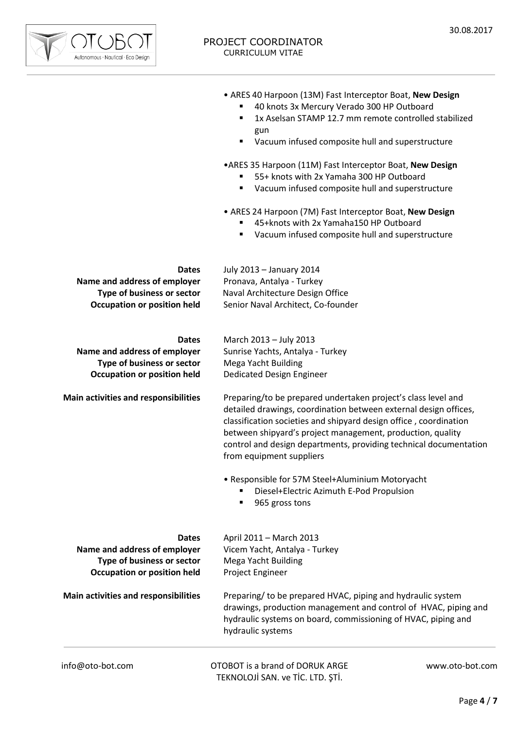- ARES 40 Harpoon (13M) Fast Interceptor Boat, **New Design**
  - 40 knots 3x Mercury Verado 300 HP Outboard
  - 1x Aselsan STAMP 12.7 mm remote controlled stabilized gun
  - Vacuum infused composite hull and superstructure

- ARES 35 Harpoon (11M) Fast Interceptor Boat, **New Design**
  - 55+ knots with 2x Yamaha 300 HP Outboard
  - Vacuum infused composite hull and superstructure

- ARES 24 Harpoon (7M) Fast Interceptor Boat, **New Design**
  - 45+knots with 2x Yamaha150 HP Outboard
  - Vacuum infused composite hull and superstructure

**Dates** July 2013 – January 2014
**Name and address of employer** Pronava, Antalya - Turkey
**Type of business or sector** Naval Architecture Design Office
**Occupation or position held** Senior Naval Architect, Co-founder

**Dates** March 2013 – July 2013
**Name and address of employer** Sunrise Yachts, Antalya - Turkey
**Type of business or sector** Mega Yacht Building
**Occupation or position held** Dedicated Design Engineer

**Main activities and responsibilities** Preparing/to be prepared undertaken project's class level and detailed drawings, coordination between external design offices, classification societies and shipyard design office , coordination between shipyard's project management, production, quality control and design departments, providing technical documentation from equipment suppliers

- Responsible for 57M Steel+Aluminium Motoryacht
  - Diesel+Electric Azimuth E-Pod Propulsion
  - 965 gross tons

**Dates** April 2011 – March 2013
**Name and address of employer** Vicem Yacht, Antalya - Turkey
**Type of business or sector** Mega Yacht Building
**Occupation or position held** Project Engineer

**Main activities and responsibilities** Preparing/ to be prepared HVAC, piping and hydraulic system drawings, production management and control of HVAC, piping and hydraulic systems on board, commissioning of HVAC, piping and hydraulic systems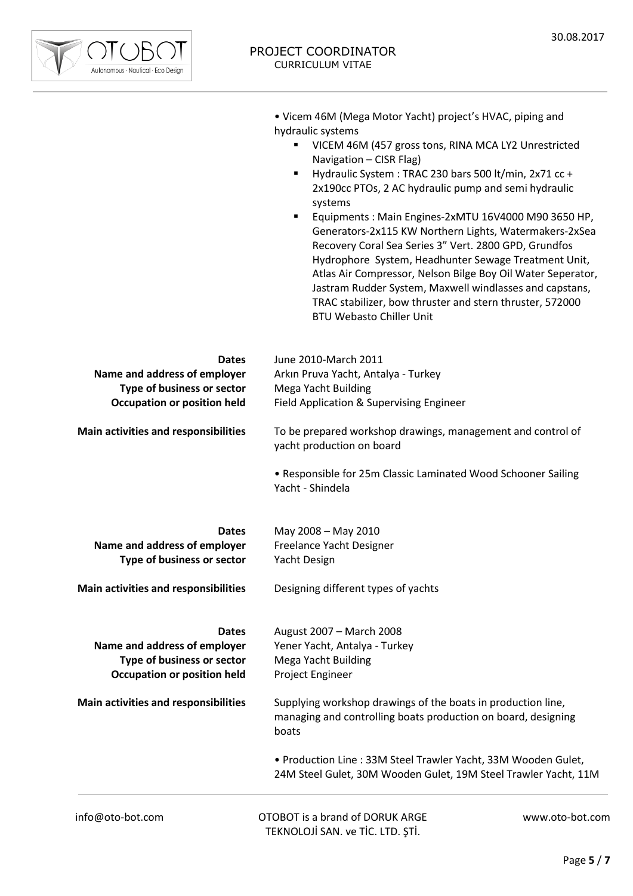• Vicem 46M (Mega Motor Yacht) project's HVAC, piping and hydraulic systems

- VICEM 46M (457 gross tons, RINA MCA LY2 Unrestricted Navigation – CISR Flag)
- Hydraulic System : TRAC 230 bars 500 lt/min, 2x71 cc + 2x190cc PTOs, 2 AC hydraulic pump and semi hydraulic systems
- Equipments : Main Engines-2xMTU 16V4000 M90 3650 HP, Generators-2x115 KW Northern Lights, Watermakers-2xSea Recovery Coral Sea Series 3" Vert. 2800 GPD, Grundfos Hydrophore System, Headhunter Sewage Treatment Unit, Atlas Air Compressor, Nelson Bilge Boy Oil Water Seperator, Jastram Rudder System, Maxwell windlasses and capstans, TRAC stabilizer, bow thruster and stern thruster, 572000 BTU Webasto Chiller Unit

| | |
|---|---|
| **Dates** | June 2010-March 2011 |
| **Name and address of employer** | Arkın Pruva Yacht, Antalya - Turkey |
| **Type of business or sector** | Mega Yacht Building |
| **Occupation or position held** | Field Application & Supervising Engineer |
| **Main activities and responsibilities** | To be prepared workshop drawings, management and control of yacht production on board<br><br>• Responsible for 25m Classic Laminated Wood Schooner Sailing Yacht - Shindela |

| | |
|---|---|
| **Dates** | May 2008 – May 2010 |
| **Name and address of employer** | Freelance Yacht Designer |
| **Type of business or sector** | Yacht Design |
| **Main activities and responsibilities** | Designing different types of yachts |

| | |
|---|---|
| **Dates** | August 2007 – March 2008 |
| **Name and address of employer** | Yener Yacht, Antalya - Turkey |
| **Type of business or sector** | Mega Yacht Building |
| **Occupation or position held** | Project Engineer |
| **Main activities and responsibilities** | Supplying workshop drawings of the boats in production line, managing and controlling boats production on board, designing boats<br><br>• Production Line : 33M Steel Trawler Yacht, 33M Wooden Gulet, 24M Steel Gulet, 30M Wooden Gulet, 19M Steel Trawler Yacht, 11M |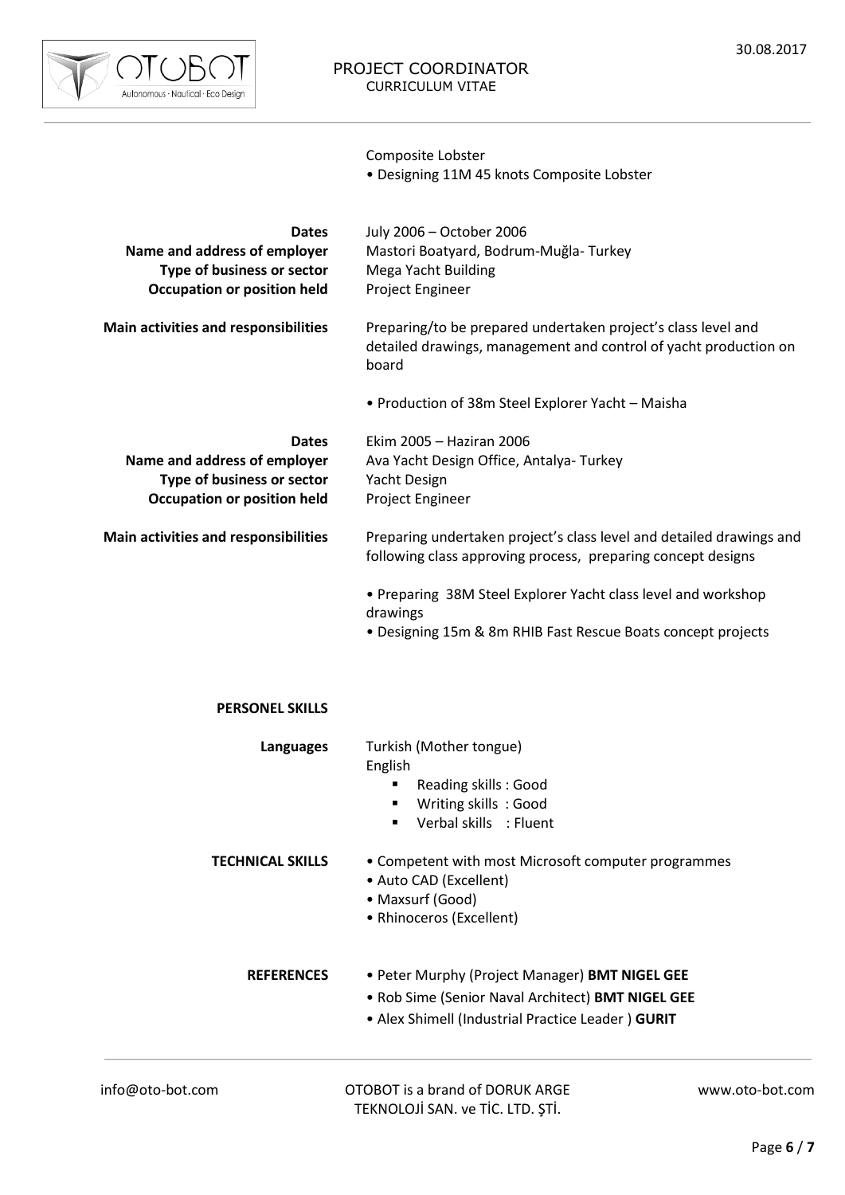Composite Lobster

• Designing 11M 45 knots Composite Lobster

**Dates** July 2006 – October 2006
**Name and address of employer** Mastori Boatyard, Bodrum-Muğla- Turkey
**Type of business or sector** Mega Yacht Building
**Occupation or position held** Project Engineer

**Main activities and responsibilities** Preparing/to be prepared undertaken project's class level and detailed drawings, management and control of yacht production on board

• Production of 38m Steel Explorer Yacht – Maisha

**Dates** Ekim 2005 – Haziran 2006
**Name and address of employer** Ava Yacht Design Office, Antalya- Turkey
**Type of business or sector** Yacht Design
**Occupation or position held** Project Engineer

**Main activities and responsibilities** Preparing undertaken project's class level and detailed drawings and following class approving process, preparing concept designs

• Preparing 38M Steel Explorer Yacht class level and workshop drawings
• Designing 15m & 8m RHIB Fast Rescue Boats concept projects

**PERSONEL SKILLS**

**Languages** Turkish (Mother tongue)
English
- Reading skills : Good
- Writing skills : Good
- Verbal skills : Fluent

**TECHNICAL SKILLS**
• Competent with most Microsoft computer programmes
• Auto CAD (Excellent)
• Maxsurf (Good)
• Rhinoceros (Excellent)

**REFERENCES**
• Peter Murphy (Project Manager) **BMT NIGEL GEE**
• Rob Sime (Senior Naval Architect) **BMT NIGEL GEE**
• Alex Shimell (Industrial Practice Leader ) **GURIT**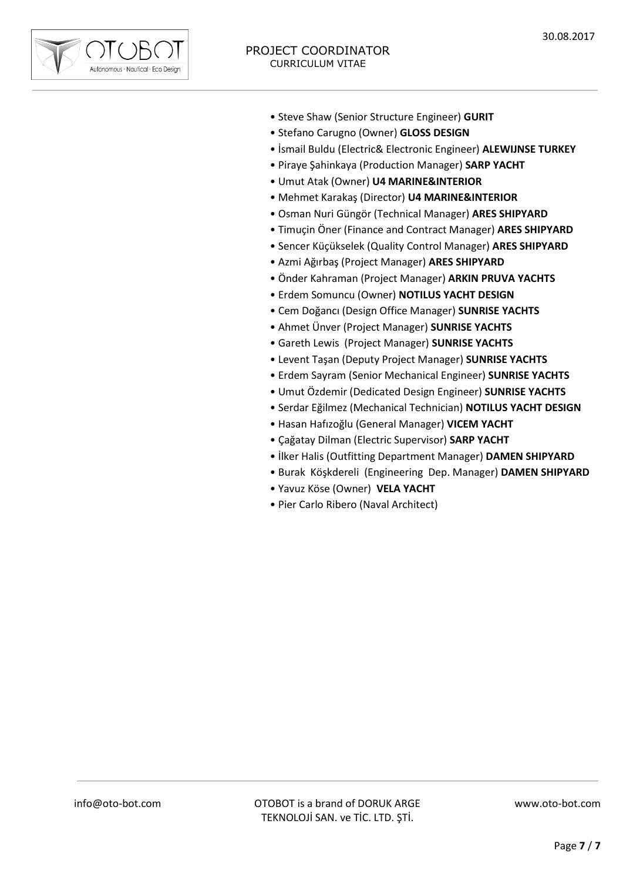- Steve Shaw (Senior Structure Engineer) **GURIT**
- Stefano Carugno (Owner) **GLOSS DESIGN**
- İsmail Buldu (Electric& Electronic Engineer) **ALEWIJNSE TURKEY**
- Piraye Şahinkaya (Production Manager) **SARP YACHT**
- Umut Atak (Owner) **U4 MARINE&INTERIOR**
- Mehmet Karakaş (Director) **U4 MARINE&INTERIOR**
- Osman Nuri Güngör (Technical Manager) **ARES SHIPYARD**
- Timuçin Öner (Finance and Contract Manager) **ARES SHIPYARD**
- Sencer Küçükselek (Quality Control Manager) **ARES SHIPYARD**
- Azmi Ağırbaş (Project Manager) **ARES SHIPYARD**
- Önder Kahraman (Project Manager) **ARKIN PRUVA YACHTS**
- Erdem Somuncu (Owner) **NOTILUS YACHT DESIGN**
- Cem Doğancı (Design Office Manager) **SUNRISE YACHTS**
- Ahmet Ünver (Project Manager) **SUNRISE YACHTS**
- Gareth Lewis (Project Manager) **SUNRISE YACHTS**
- Levent Taşan (Deputy Project Manager) **SUNRISE YACHTS**
- Erdem Sayram (Senior Mechanical Engineer) **SUNRISE YACHTS**
- Umut Özdemir (Dedicated Design Engineer) **SUNRISE YACHTS**
- Serdar Eğilmez (Mechanical Technician) **NOTILUS YACHT DESIGN**
- Hasan Hafızoğlu (General Manager) **VICEM YACHT**
- Çağatay Dilman (Electric Supervisor) **SARP YACHT**
- İlker Halis (Outfitting Department Manager) **DAMEN SHIPYARD**
- Burak Köşkdereli (Engineering Dep. Manager) **DAMEN SHIPYARD**
- Yavuz Köse (Owner) **VELA YACHT**
- Pier Carlo Ribero (Naval Architect)